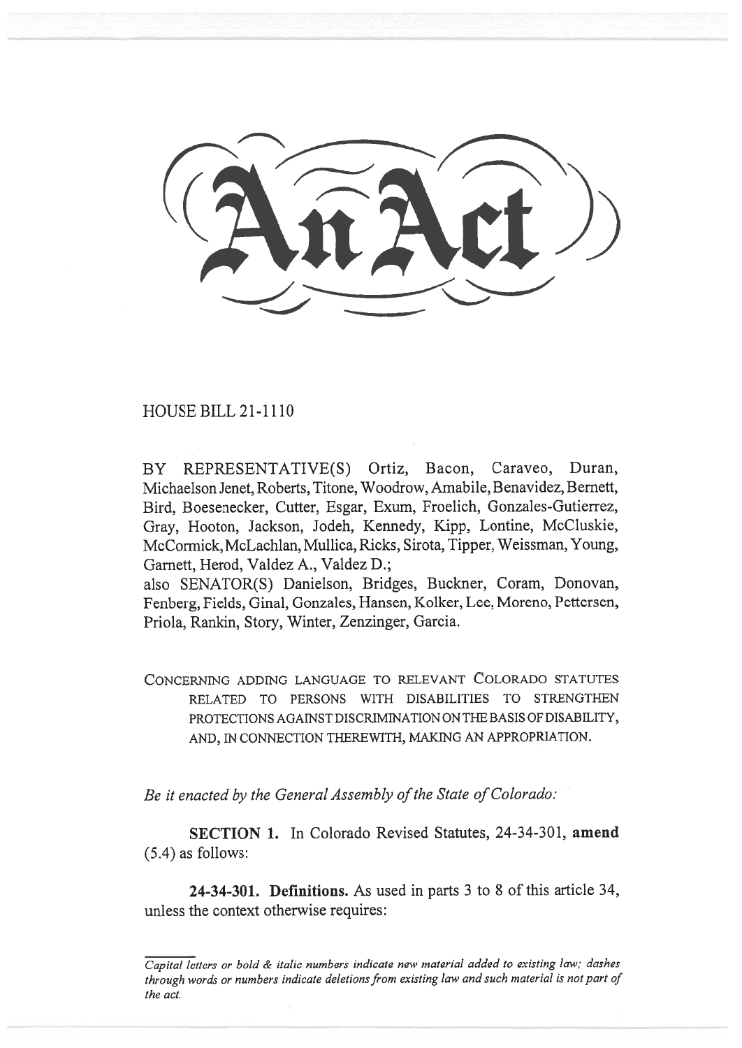# An Act

HOUSE BILL 21-1110

BY REPRESENTATIVE(S) Ortiz, Bacon, Caraveo, Duran, Michaelson Jenet, Roberts, Titone, Woodrow, Amabile, Benavidez, Bernett, Bird, Boesenecker, Cutter, Esgar, Exum, Froelich, Gonzales-Gutierrez, Gray, Hooton, Jackson, Jodeh, Kennedy, Kipp, Lontine, McCluskie, McCormick, McLachlan, Mullica, Ricks, Sirota, Tipper, Weissman, Young, Garnett, Herod, Valdez A., Valdez D.;
also SENATOR(S) Danielson, Bridges, Buckner, Coram, Donovan, Fenberg, Fields, Ginal, Gonzales, Hansen, Kolker, Lee, Moreno, Pettersen, Priola, Rankin, Story, Winter, Zenzinger, Garcia.

CONCERNING ADDING LANGUAGE TO RELEVANT COLORADO STATUTES RELATED TO PERSONS WITH DISABILITIES TO STRENGTHEN PROTECTIONS AGAINST DISCRIMINATION ON THE BASIS OF DISABILITY, AND, IN CONNECTION THEREWITH, MAKING AN APPROPRIATION.

*Be it enacted by the General Assembly of the State of Colorado:*

**SECTION 1.** In Colorado Revised Statutes, 24-34-301, **amend** (5.4) as follows:

**24-34-301. Definitions.** As used in parts 3 to 8 of this article 34, unless the context otherwise requires:

*Capital letters or bold & italic numbers indicate new material added to existing law; dashes through words or numbers indicate deletions from existing law and such material is not part of the act.*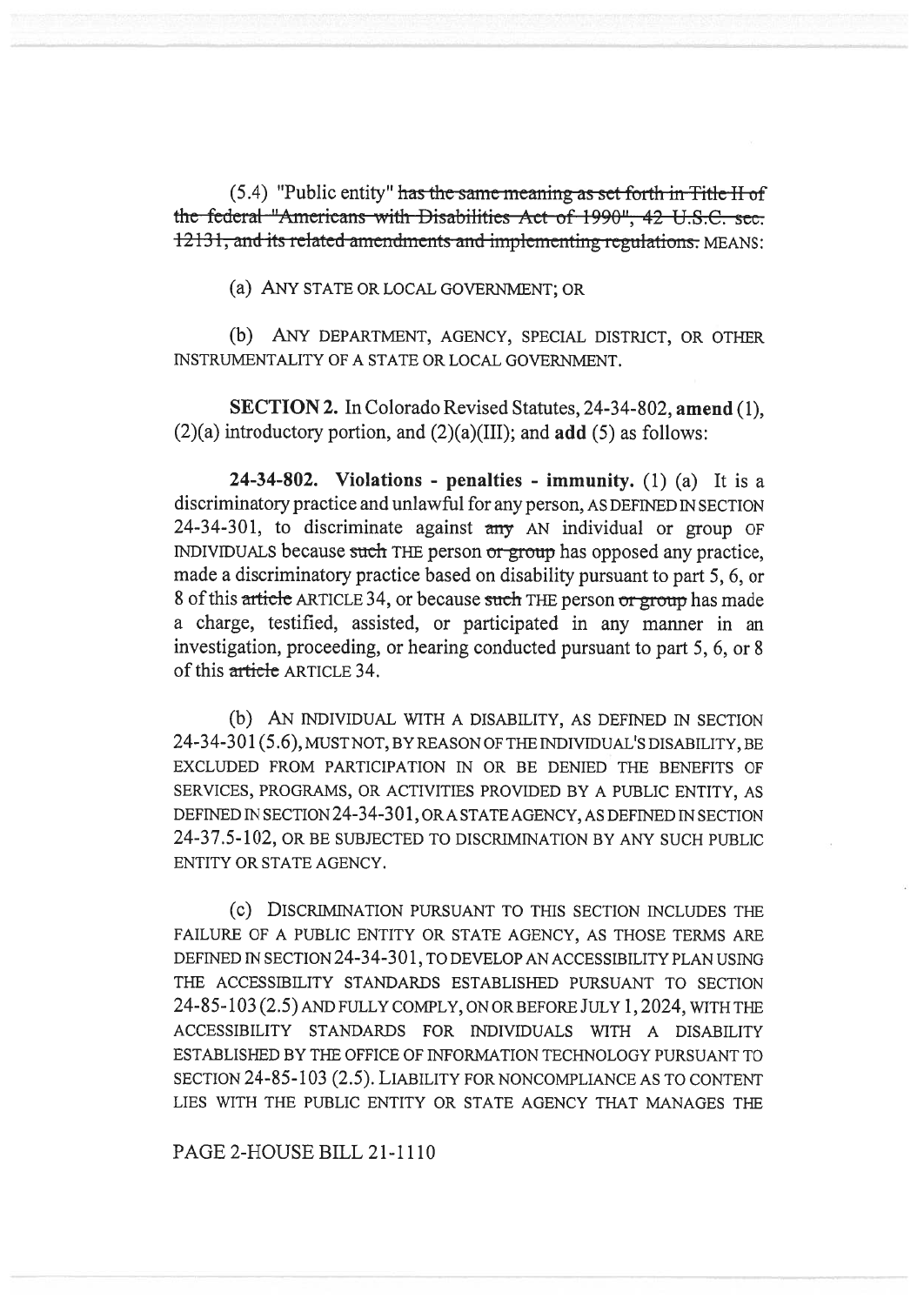(5.4) "Public entity" ~~has the same meaning as set forth in Title II of the federal "Americans with Disabilities Act of 1990", 42 U.S.C. sec. 12131, and its related amendments and implementing regulations.~~ MEANS:

(a) ANY STATE OR LOCAL GOVERNMENT; OR

(b) ANY DEPARTMENT, AGENCY, SPECIAL DISTRICT, OR OTHER INSTRUMENTALITY OF A STATE OR LOCAL GOVERNMENT.

**SECTION 2.** In Colorado Revised Statutes, 24-34-802, **amend** (1), (2)(a) introductory portion, and (2)(a)(III); and **add** (5) as follows:

**24-34-802. Violations - penalties - immunity.** (1) (a) It is a discriminatory practice and unlawful for any person, AS DEFINED IN SECTION 24-34-301, to discriminate against ~~any~~ AN individual or group OF INDIVIDUALS because ~~such~~ THE person ~~or group~~ has opposed any practice, made a discriminatory practice based on disability pursuant to part 5, 6, or 8 of this ~~article~~ ARTICLE 34, or because ~~such~~ THE person ~~or group~~ has made a charge, testified, assisted, or participated in any manner in an investigation, proceeding, or hearing conducted pursuant to part 5, 6, or 8 of this ~~article~~ ARTICLE 34.

(b) AN INDIVIDUAL WITH A DISABILITY, AS DEFINED IN SECTION 24-34-301 (5.6), MUST NOT, BY REASON OF THE INDIVIDUAL'S DISABILITY, BE EXCLUDED FROM PARTICIPATION IN OR BE DENIED THE BENEFITS OF SERVICES, PROGRAMS, OR ACTIVITIES PROVIDED BY A PUBLIC ENTITY, AS DEFINED IN SECTION 24-34-301, OR A STATE AGENCY, AS DEFINED IN SECTION 24-37.5-102, OR BE SUBJECTED TO DISCRIMINATION BY ANY SUCH PUBLIC ENTITY OR STATE AGENCY.

(c) DISCRIMINATION PURSUANT TO THIS SECTION INCLUDES THE FAILURE OF A PUBLIC ENTITY OR STATE AGENCY, AS THOSE TERMS ARE DEFINED IN SECTION 24-34-301, TO DEVELOP AN ACCESSIBILITY PLAN USING THE ACCESSIBILITY STANDARDS ESTABLISHED PURSUANT TO SECTION 24-85-103 (2.5) AND FULLY COMPLY, ON OR BEFORE JULY 1, 2024, WITH THE ACCESSIBILITY STANDARDS FOR INDIVIDUALS WITH A DISABILITY ESTABLISHED BY THE OFFICE OF INFORMATION TECHNOLOGY PURSUANT TO SECTION 24-85-103 (2.5). LIABILITY FOR NONCOMPLIANCE AS TO CONTENT LIES WITH THE PUBLIC ENTITY OR STATE AGENCY THAT MANAGES THE

PAGE 2-HOUSE BILL 21-1110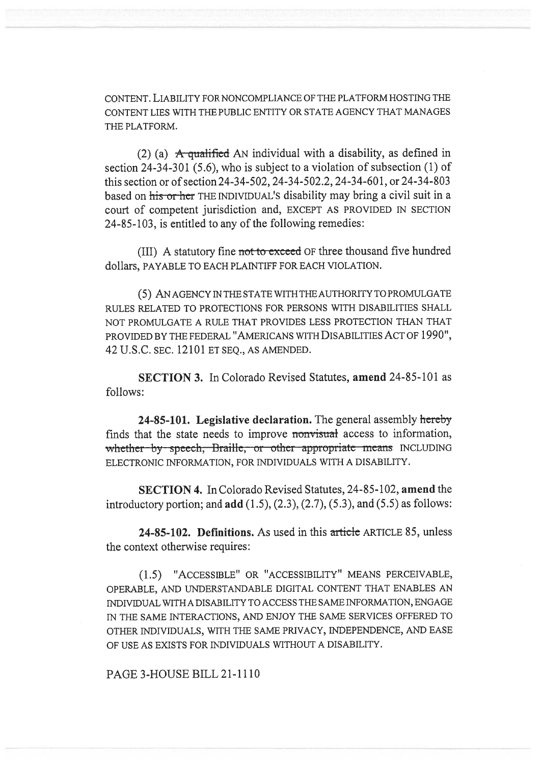CONTENT. LIABILITY FOR NONCOMPLIANCE OF THE PLATFORM HOSTING THE CONTENT LIES WITH THE PUBLIC ENTITY OR STATE AGENCY THAT MANAGES THE PLATFORM.

(2) (a) ~~A qualified~~ AN individual with a disability, as defined in section 24-34-301 (5.6), who is subject to a violation of subsection (1) of this section or of section 24-34-502, 24-34-502.2, 24-34-601, or 24-34-803 based on ~~his or her~~ THE INDIVIDUAL'S disability may bring a civil suit in a court of competent jurisdiction and, EXCEPT AS PROVIDED IN SECTION 24-85-103, is entitled to any of the following remedies:

(III) A statutory fine ~~not to exceed~~ OF three thousand five hundred dollars, PAYABLE TO EACH PLAINTIFF FOR EACH VIOLATION.

(5) AN AGENCY IN THE STATE WITH THE AUTHORITY TO PROMULGATE RULES RELATED TO PROTECTIONS FOR PERSONS WITH DISABILITIES SHALL NOT PROMULGATE A RULE THAT PROVIDES LESS PROTECTION THAN THAT PROVIDED BY THE FEDERAL "AMERICANS WITH DISABILITIES ACT OF 1990", 42 U.S.C. SEC. 12101 ET SEQ., AS AMENDED.

**SECTION 3.** In Colorado Revised Statutes, **amend** 24-85-101 as follows:

**24-85-101. Legislative declaration.** The general assembly ~~hereby~~ finds that the state needs to improve ~~nonvisual~~ access to information, ~~whether by speech, Braille, or other appropriate means~~ INCLUDING ELECTRONIC INFORMATION, FOR INDIVIDUALS WITH A DISABILITY.

**SECTION 4.** In Colorado Revised Statutes, 24-85-102, **amend** the introductory portion; and **add** (1.5), (2.3), (2.7), (5.3), and (5.5) as follows:

**24-85-102. Definitions.** As used in this ~~article~~ ARTICLE 85, unless the context otherwise requires:

(1.5) "ACCESSIBLE" OR "ACCESSIBILITY" MEANS PERCEIVABLE, OPERABLE, AND UNDERSTANDABLE DIGITAL CONTENT THAT ENABLES AN INDIVIDUAL WITH A DISABILITY TO ACCESS THE SAME INFORMATION, ENGAGE IN THE SAME INTERACTIONS, AND ENJOY THE SAME SERVICES OFFERED TO OTHER INDIVIDUALS, WITH THE SAME PRIVACY, INDEPENDENCE, AND EASE OF USE AS EXISTS FOR INDIVIDUALS WITHOUT A DISABILITY.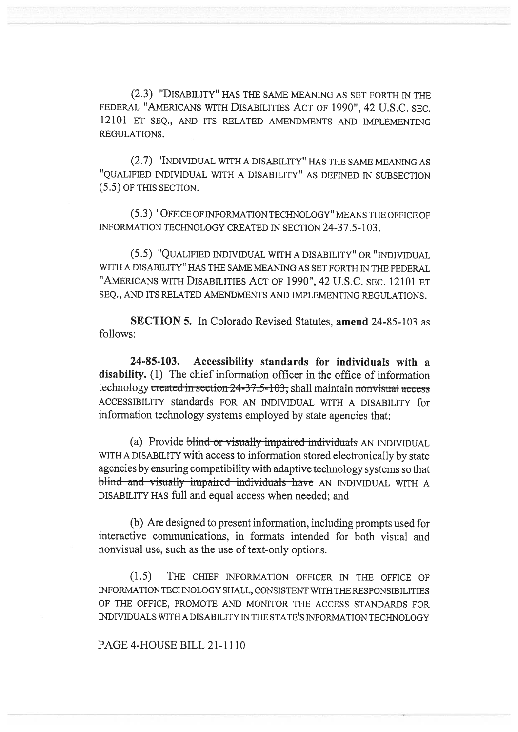(2.3) "DISABILITY" HAS THE SAME MEANING AS SET FORTH IN THE FEDERAL "AMERICANS WITH DISABILITIES ACT OF 1990", 42 U.S.C. SEC. 12101 ET SEQ., AND ITS RELATED AMENDMENTS AND IMPLEMENTING REGULATIONS.

(2.7) "INDIVIDUAL WITH A DISABILITY" HAS THE SAME MEANING AS "QUALIFIED INDIVIDUAL WITH A DISABILITY" AS DEFINED IN SUBSECTION (5.5) OF THIS SECTION.

(5.3) "OFFICE OF INFORMATION TECHNOLOGY" MEANS THE OFFICE OF INFORMATION TECHNOLOGY CREATED IN SECTION 24-37.5-103.

(5.5) "QUALIFIED INDIVIDUAL WITH A DISABILITY" OR "INDIVIDUAL WITH A DISABILITY" HAS THE SAME MEANING AS SET FORTH IN THE FEDERAL "AMERICANS WITH DISABILITIES ACT OF 1990", 42 U.S.C. SEC. 12101 ET SEQ., AND ITS RELATED AMENDMENTS AND IMPLEMENTING REGULATIONS.

**SECTION 5.** In Colorado Revised Statutes, **amend** 24-85-103 as follows:

**24-85-103. Accessibility standards for individuals with a disability.** (1) The chief information officer in the office of information technology ~~created in section 24-37.5-103,~~ shall maintain ~~nonvisual access~~ ACCESSIBILITY standards FOR AN INDIVIDUAL WITH A DISABILITY for information technology systems employed by state agencies that:

(a) Provide ~~blind or visually impaired individuals~~ AN INDIVIDUAL WITH A DISABILITY with access to information stored electronically by state agencies by ensuring compatibility with adaptive technology systems so that ~~blind and visually impaired individuals have~~ AN INDIVIDUAL WITH A DISABILITY HAS full and equal access when needed; and

(b) Are designed to present information, including prompts used for interactive communications, in formats intended for both visual and nonvisual use, such as the use of text-only options.

(1.5) THE CHIEF INFORMATION OFFICER IN THE OFFICE OF INFORMATION TECHNOLOGY SHALL, CONSISTENT WITH THE RESPONSIBILITIES OF THE OFFICE, PROMOTE AND MONITOR THE ACCESS STANDARDS FOR INDIVIDUALS WITH A DISABILITY IN THE STATE'S INFORMATION TECHNOLOGY

PAGE 4-HOUSE BILL 21-1110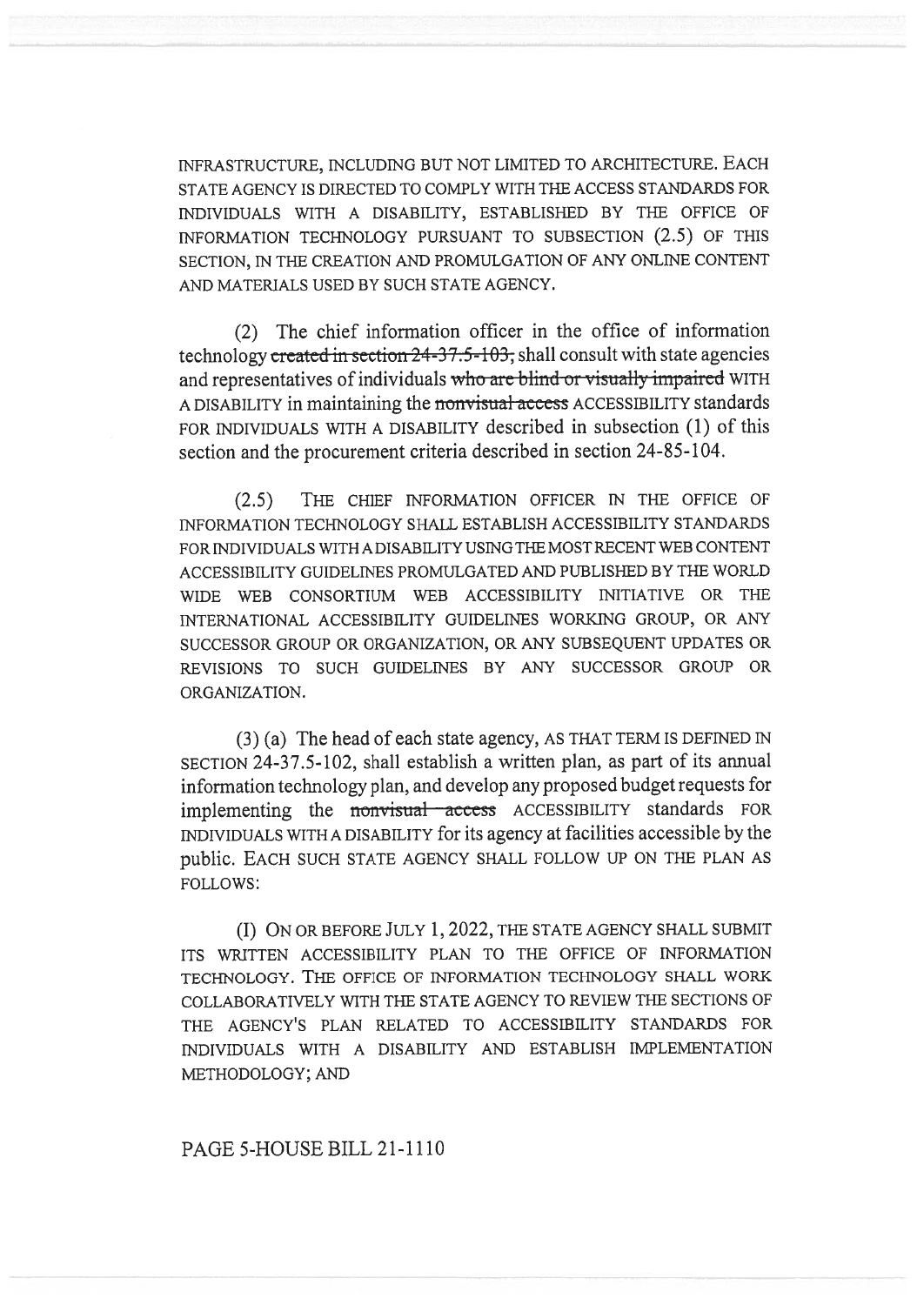INFRASTRUCTURE, INCLUDING BUT NOT LIMITED TO ARCHITECTURE. EACH STATE AGENCY IS DIRECTED TO COMPLY WITH THE ACCESS STANDARDS FOR INDIVIDUALS WITH A DISABILITY, ESTABLISHED BY THE OFFICE OF INFORMATION TECHNOLOGY PURSUANT TO SUBSECTION (2.5) OF THIS SECTION, IN THE CREATION AND PROMULGATION OF ANY ONLINE CONTENT AND MATERIALS USED BY SUCH STATE AGENCY.

(2) The chief information officer in the office of information technology ~~created in section 24-37.5-103,~~ shall consult with state agencies and representatives of individuals ~~who are blind or visually impaired~~ WITH A DISABILITY in maintaining the ~~nonvisual access~~ ACCESSIBILITY standards FOR INDIVIDUALS WITH A DISABILITY described in subsection (1) of this section and the procurement criteria described in section 24-85-104.

(2.5) THE CHIEF INFORMATION OFFICER IN THE OFFICE OF INFORMATION TECHNOLOGY SHALL ESTABLISH ACCESSIBILITY STANDARDS FOR INDIVIDUALS WITH A DISABILITY USING THE MOST RECENT WEB CONTENT ACCESSIBILITY GUIDELINES PROMULGATED AND PUBLISHED BY THE WORLD WIDE WEB CONSORTIUM WEB ACCESSIBILITY INITIATIVE OR THE INTERNATIONAL ACCESSIBILITY GUIDELINES WORKING GROUP, OR ANY SUCCESSOR GROUP OR ORGANIZATION, OR ANY SUBSEQUENT UPDATES OR REVISIONS TO SUCH GUIDELINES BY ANY SUCCESSOR GROUP OR ORGANIZATION.

(3) (a) The head of each state agency, AS THAT TERM IS DEFINED IN SECTION 24-37.5-102, shall establish a written plan, as part of its annual information technology plan, and develop any proposed budget requests for implementing the ~~nonvisual access~~ ACCESSIBILITY standards FOR INDIVIDUALS WITH A DISABILITY for its agency at facilities accessible by the public. EACH SUCH STATE AGENCY SHALL FOLLOW UP ON THE PLAN AS FOLLOWS:

(I) ON OR BEFORE JULY 1, 2022, THE STATE AGENCY SHALL SUBMIT ITS WRITTEN ACCESSIBILITY PLAN TO THE OFFICE OF INFORMATION TECHNOLOGY. THE OFFICE OF INFORMATION TECHNOLOGY SHALL WORK COLLABORATIVELY WITH THE STATE AGENCY TO REVIEW THE SECTIONS OF THE AGENCY'S PLAN RELATED TO ACCESSIBILITY STANDARDS FOR INDIVIDUALS WITH A DISABILITY AND ESTABLISH IMPLEMENTATION METHODOLOGY; AND

PAGE 5-HOUSE BILL 21-1110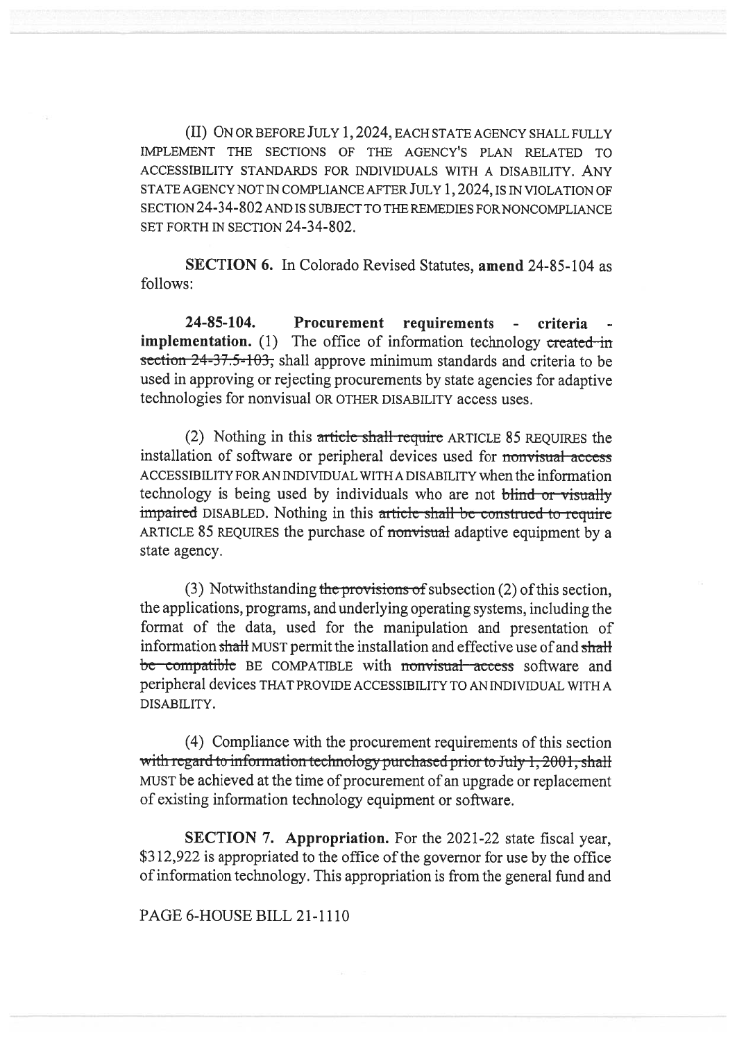(II) ON OR BEFORE JULY 1, 2024, EACH STATE AGENCY SHALL FULLY IMPLEMENT THE SECTIONS OF THE AGENCY'S PLAN RELATED TO ACCESSIBILITY STANDARDS FOR INDIVIDUALS WITH A DISABILITY. ANY STATE AGENCY NOT IN COMPLIANCE AFTER JULY 1, 2024, IS IN VIOLATION OF SECTION 24-34-802 AND IS SUBJECT TO THE REMEDIES FOR NONCOMPLIANCE SET FORTH IN SECTION 24-34-802.

**SECTION 6.** In Colorado Revised Statutes, **amend** 24-85-104 as follows:

**24-85-104. Procurement requirements - criteria - implementation.** (1) The office of information technology ~~created in section 24-37.5-103,~~ shall approve minimum standards and criteria to be used in approving or rejecting procurements by state agencies for adaptive technologies for nonvisual OR OTHER DISABILITY access uses.

(2) Nothing in this ~~article shall require~~ ARTICLE 85 REQUIRES the installation of software or peripheral devices used for ~~nonvisual access~~ ACCESSIBILITY FOR AN INDIVIDUAL WITH A DISABILITY when the information technology is being used by individuals who are not ~~blind or visually impaired~~ DISABLED. Nothing in this ~~article shall be construed to require~~ ARTICLE 85 REQUIRES the purchase of ~~nonvisual~~ adaptive equipment by a state agency.

(3) Notwithstanding ~~the provisions of~~ subsection (2) of this section, the applications, programs, and underlying operating systems, including the format of the data, used for the manipulation and presentation of information ~~shall~~ MUST permit the installation and effective use of and ~~shall be compatible~~ BE COMPATIBLE with ~~nonvisual access~~ software and peripheral devices THAT PROVIDE ACCESSIBILITY TO AN INDIVIDUAL WITH A DISABILITY.

(4) Compliance with the procurement requirements of this section ~~with regard to information technology purchased prior to July 1, 2001, shall~~ MUST be achieved at the time of procurement of an upgrade or replacement of existing information technology equipment or software.

**SECTION 7. Appropriation.** For the 2021-22 state fiscal year, $312,922 is appropriated to the office of the governor for use by the office of information technology. This appropriation is from the general fund and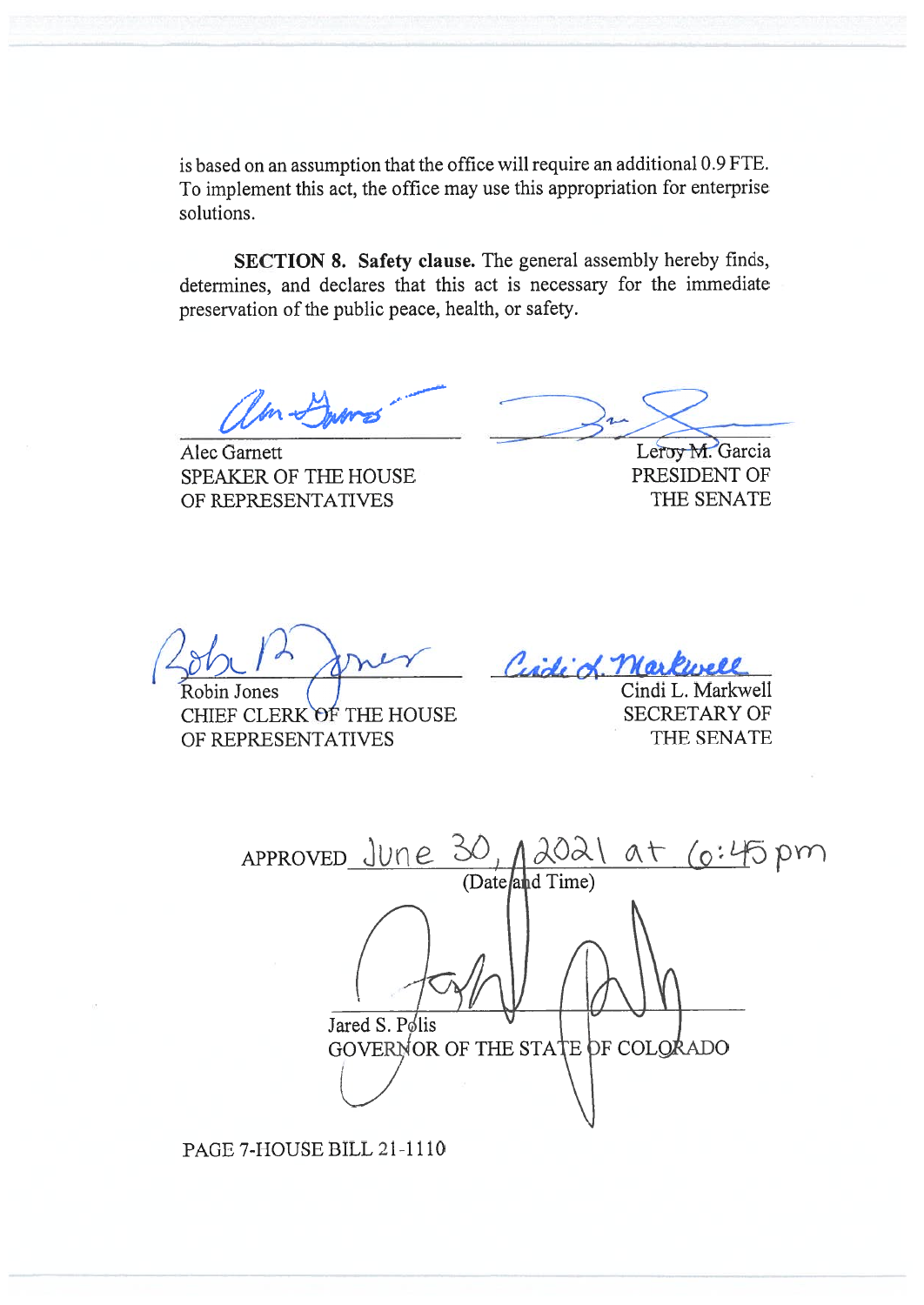is based on an assumption that the office will require an additional 0.9 FTE. To implement this act, the office may use this appropriation for enterprise solutions.

**SECTION 8. Safety clause.** The general assembly hereby finds, determines, and declares that this act is necessary for the immediate preservation of the public peace, health, or safety.

Alec Garnett
SPEAKER OF THE HOUSE
OF REPRESENTATIVES

Leroy M. Garcia
PRESIDENT OF
THE SENATE

Robin Jones
CHIEF CLERK OF THE HOUSE
OF REPRESENTATIVES

Cindi L. Markwell
SECRETARY OF
THE SENATE

APPROVED June 30, 2021 at 6:45 pm
(Date and Time)

Jared S. Polis
GOVERNOR OF THE STATE OF COLORADO

PAGE 7-HOUSE BILL 21-1110